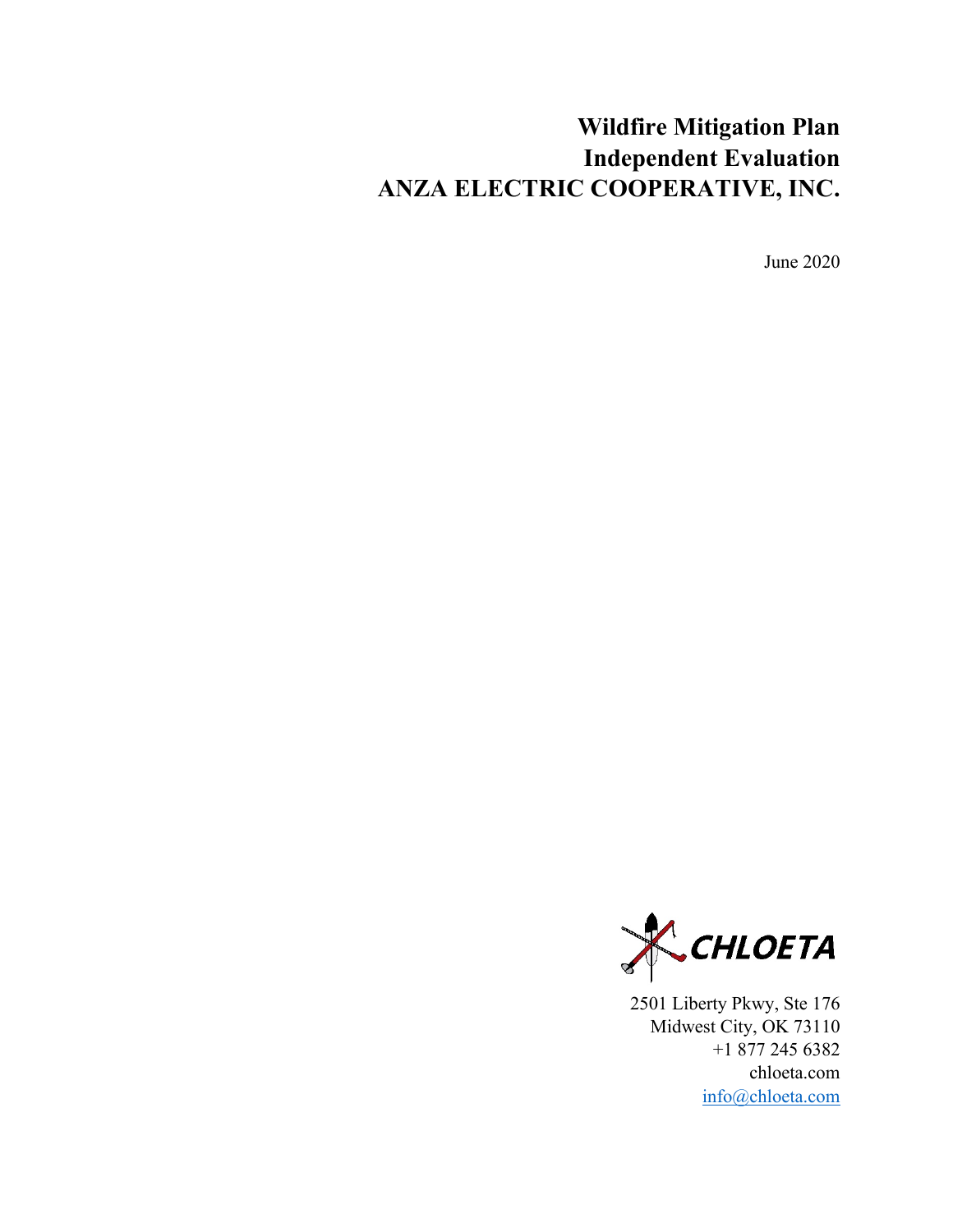# Wildfire Mitigation Plan
# Independent Evaluation
# ANZA ELECTRIC COOPERATIVE, INC.

June 2020

CHLOETA

2501 Liberty Pkwy, Ste 176
Midwest City, OK 73110
+1 877 245 6382
chloeta.com
info@chloeta.com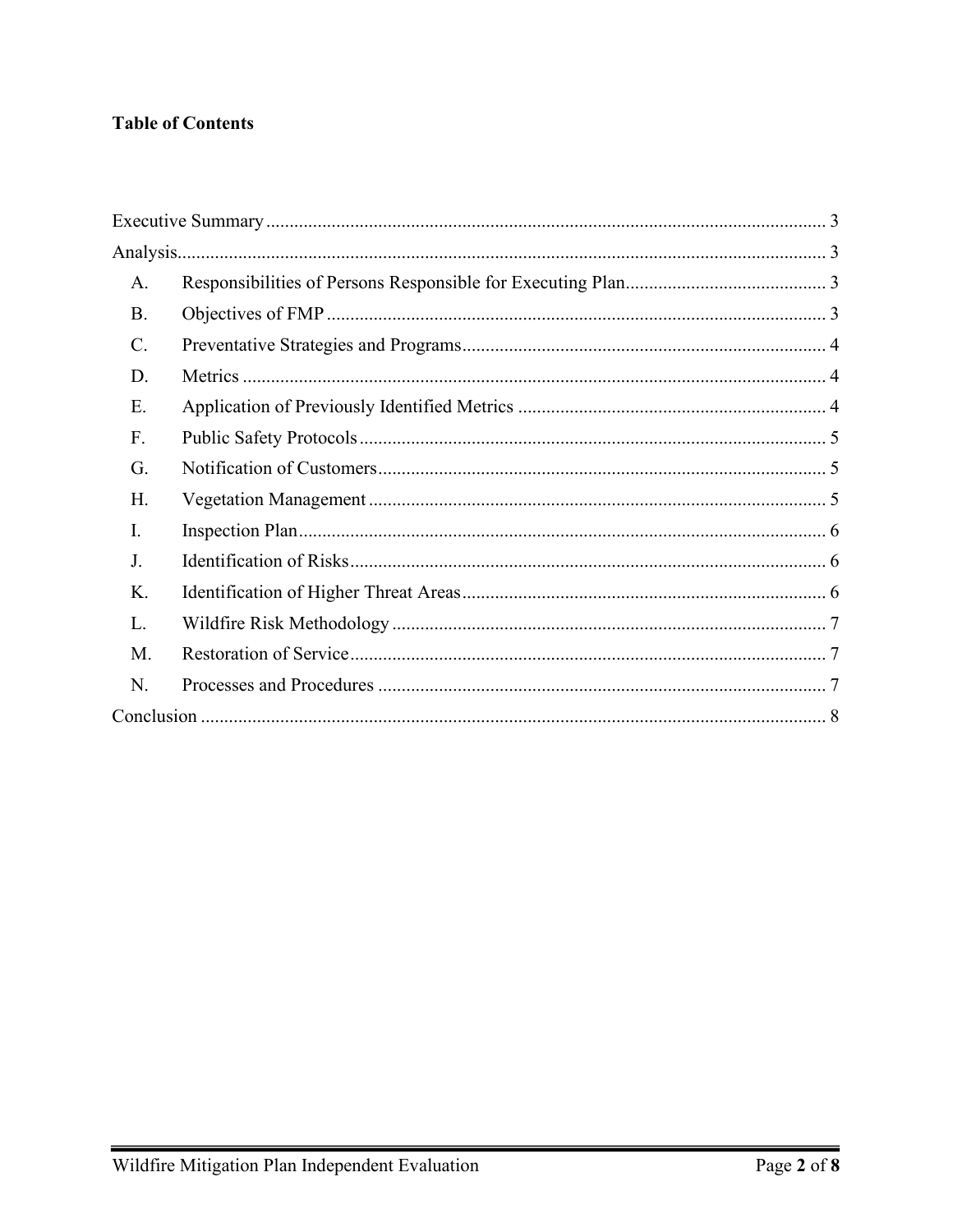**Table of Contents**

Executive Summary ........................................................................................................................ 3

Analysis........................................................................................................................................... 3

- A. Responsibilities of Persons Responsible for Executing Plan........................................... 3
- B. Objectives of FMP ........................................................................................................... 3
- C. Preventative Strategies and Programs.............................................................................. 4
- D. Metrics ............................................................................................................................. 4
- E. Application of Previously Identified Metrics .................................................................. 4
- F. Public Safety Protocols.................................................................................................... 5
- G. Notification of Customers................................................................................................ 5
- H. Vegetation Management .................................................................................................. 5
- I. Inspection Plan................................................................................................................. 6
- J. Identification of Risks...................................................................................................... 6
- K. Identification of Higher Threat Areas.............................................................................. 6
- L. Wildfire Risk Methodology ............................................................................................. 7
- M. Restoration of Service...................................................................................................... 7
- N. Processes and Procedures ................................................................................................ 7

Conclusion ...................................................................................................................................... 8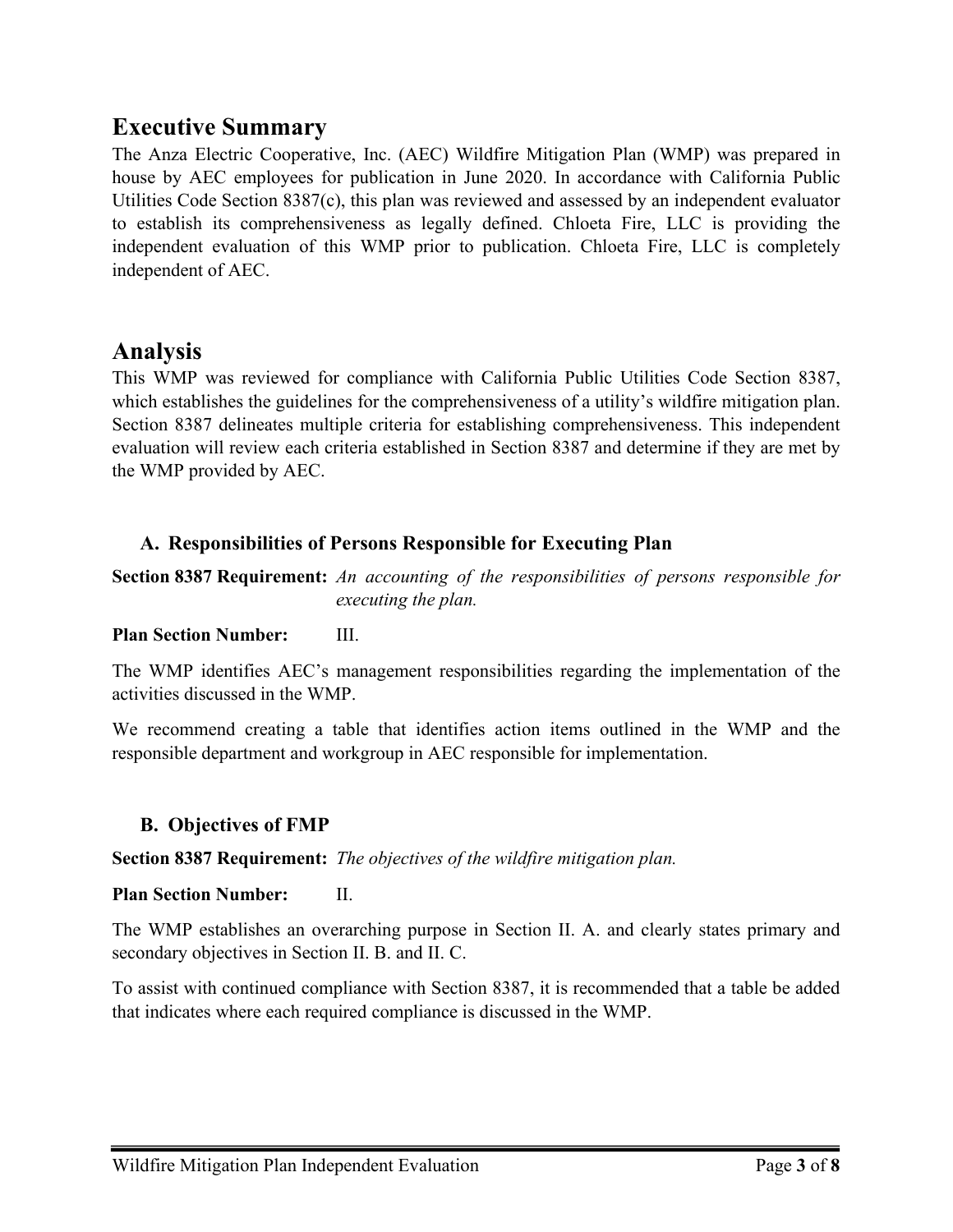## Executive Summary

The Anza Electric Cooperative, Inc. (AEC) Wildfire Mitigation Plan (WMP) was prepared in house by AEC employees for publication in June 2020. In accordance with California Public Utilities Code Section 8387(c), this plan was reviewed and assessed by an independent evaluator to establish its comprehensiveness as legally defined. Chloeta Fire, LLC is providing the independent evaluation of this WMP prior to publication. Chloeta Fire, LLC is completely independent of AEC.

## Analysis

This WMP was reviewed for compliance with California Public Utilities Code Section 8387, which establishes the guidelines for the comprehensiveness of a utility's wildfire mitigation plan. Section 8387 delineates multiple criteria for establishing comprehensiveness. This independent evaluation will review each criteria established in Section 8387 and determine if they are met by the WMP provided by AEC.

### A. Responsibilities of Persons Responsible for Executing Plan

**Section 8387 Requirement:** *An accounting of the responsibilities of persons responsible for executing the plan.*

**Plan Section Number:** III.

The WMP identifies AEC's management responsibilities regarding the implementation of the activities discussed in the WMP.

We recommend creating a table that identifies action items outlined in the WMP and the responsible department and workgroup in AEC responsible for implementation.

### B. Objectives of FMP

**Section 8387 Requirement:** *The objectives of the wildfire mitigation plan.*

**Plan Section Number:** II.

The WMP establishes an overarching purpose in Section II. A. and clearly states primary and secondary objectives in Section II. B. and II. C.

To assist with continued compliance with Section 8387, it is recommended that a table be added that indicates where each required compliance is discussed in the WMP.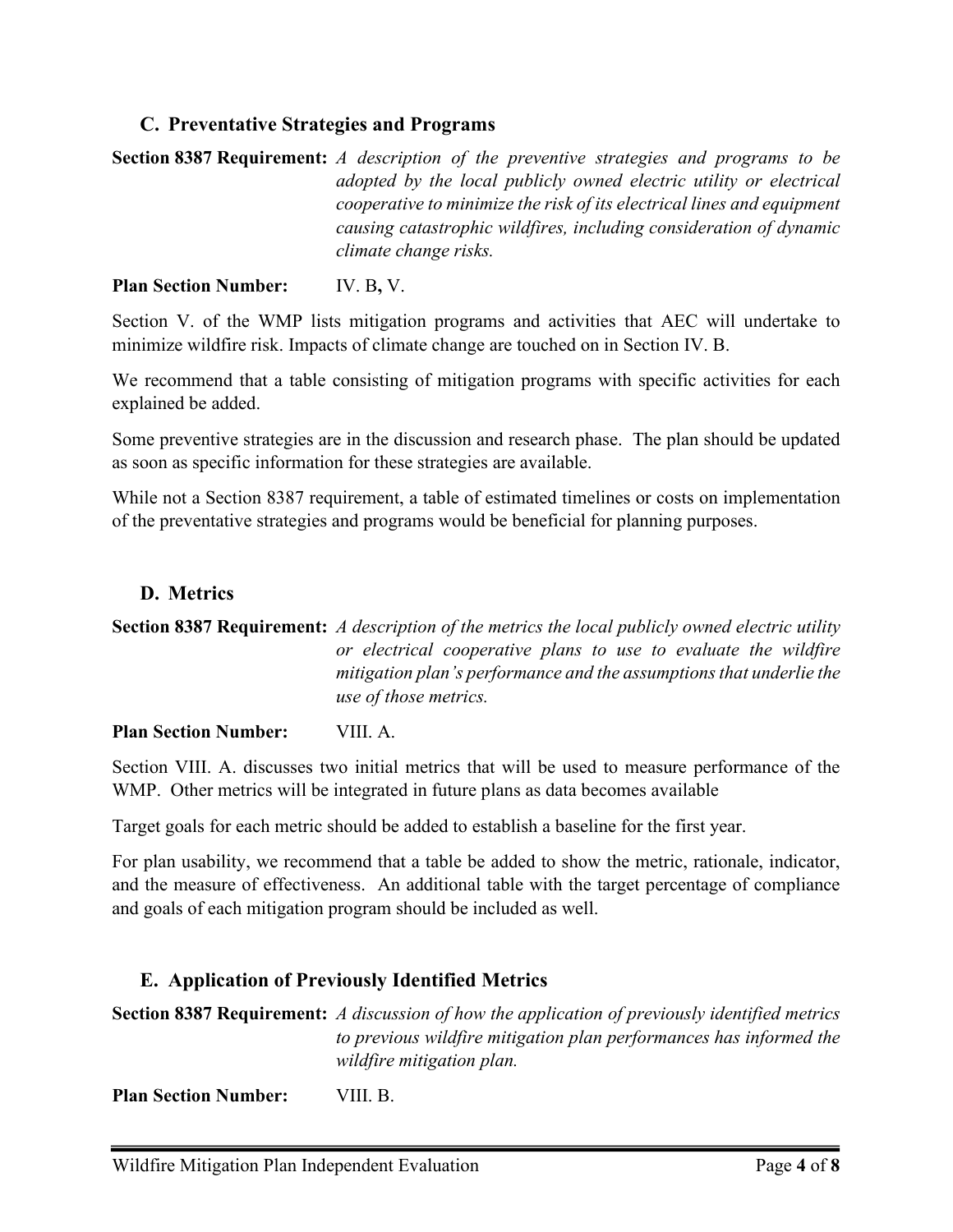### C. Preventative Strategies and Programs

**Section 8387 Requirement:** *A description of the preventive strategies and programs to be adopted by the local publicly owned electric utility or electrical cooperative to minimize the risk of its electrical lines and equipment causing catastrophic wildfires, including consideration of dynamic climate change risks.*

**Plan Section Number:** IV. B**,** V.

Section V. of the WMP lists mitigation programs and activities that AEC will undertake to minimize wildfire risk. Impacts of climate change are touched on in Section IV. B.

We recommend that a table consisting of mitigation programs with specific activities for each explained be added.

Some preventive strategies are in the discussion and research phase. The plan should be updated as soon as specific information for these strategies are available.

While not a Section 8387 requirement, a table of estimated timelines or costs on implementation of the preventative strategies and programs would be beneficial for planning purposes.

### D. Metrics

**Section 8387 Requirement:** *A description of the metrics the local publicly owned electric utility or electrical cooperative plans to use to evaluate the wildfire mitigation plan's performance and the assumptions that underlie the use of those metrics.*

**Plan Section Number:** VIII. A.

Section VIII. A. discusses two initial metrics that will be used to measure performance of the WMP. Other metrics will be integrated in future plans as data becomes available

Target goals for each metric should be added to establish a baseline for the first year.

For plan usability, we recommend that a table be added to show the metric, rationale, indicator, and the measure of effectiveness. An additional table with the target percentage of compliance and goals of each mitigation program should be included as well.

### E. Application of Previously Identified Metrics

**Section 8387 Requirement:** *A discussion of how the application of previously identified metrics to previous wildfire mitigation plan performances has informed the wildfire mitigation plan.*

**Plan Section Number:** VIII. B.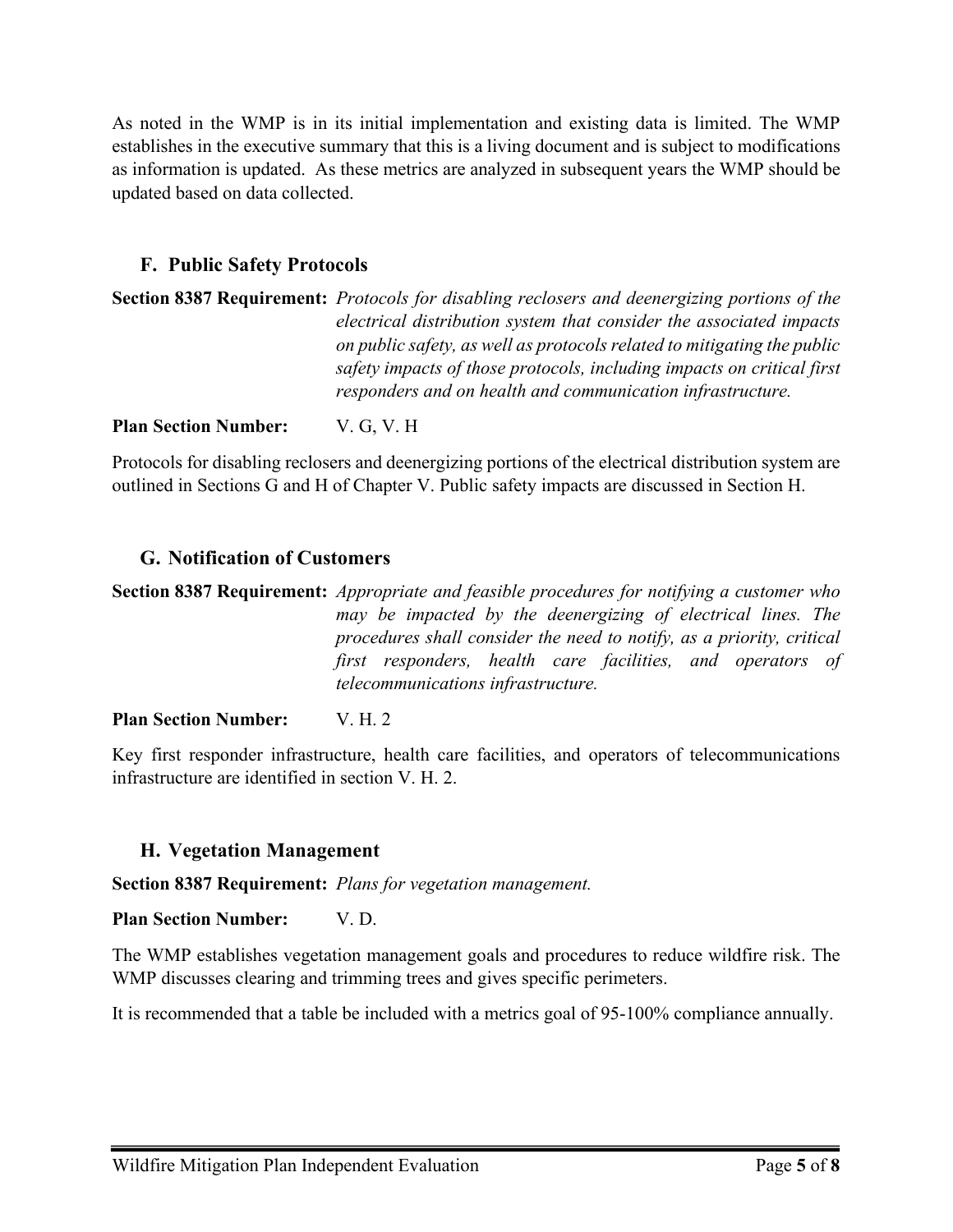As noted in the WMP is in its initial implementation and existing data is limited. The WMP establishes in the executive summary that this is a living document and is subject to modifications as information is updated. As these metrics are analyzed in subsequent years the WMP should be updated based on data collected.

## F. Public Safety Protocols

**Section 8387 Requirement:** *Protocols for disabling reclosers and deenergizing portions of the electrical distribution system that consider the associated impacts on public safety, as well as protocols related to mitigating the public safety impacts of those protocols, including impacts on critical first responders and on health and communication infrastructure.*

**Plan Section Number:** V. G, V. H

Protocols for disabling reclosers and deenergizing portions of the electrical distribution system are outlined in Sections G and H of Chapter V. Public safety impacts are discussed in Section H.

## G. Notification of Customers

**Section 8387 Requirement:** *Appropriate and feasible procedures for notifying a customer who may be impacted by the deenergizing of electrical lines. The procedures shall consider the need to notify, as a priority, critical first responders, health care facilities, and operators of telecommunications infrastructure.*

**Plan Section Number:** V. H. 2

Key first responder infrastructure, health care facilities, and operators of telecommunications infrastructure are identified in section V. H. 2.

## H. Vegetation Management

**Section 8387 Requirement:** *Plans for vegetation management.*

**Plan Section Number:** V. D.

The WMP establishes vegetation management goals and procedures to reduce wildfire risk. The WMP discusses clearing and trimming trees and gives specific perimeters.

It is recommended that a table be included with a metrics goal of 95-100% compliance annually.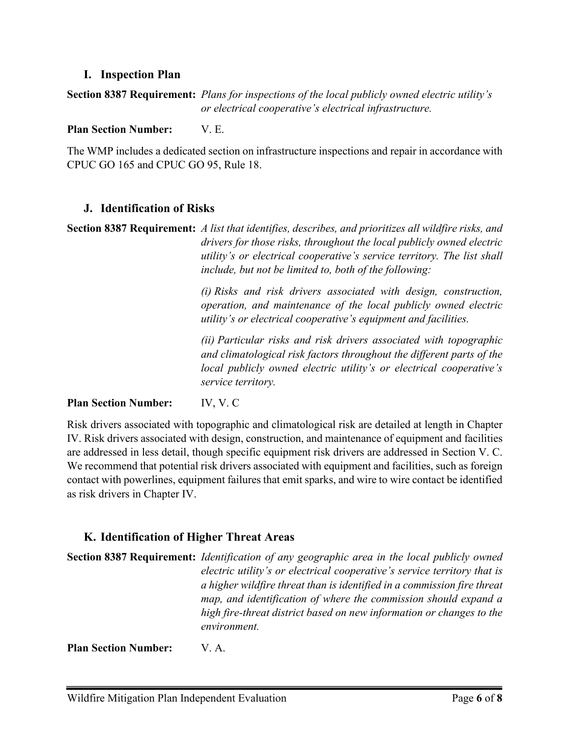## I. Inspection Plan

**Section 8387 Requirement:** *Plans for inspections of the local publicly owned electric utility's or electrical cooperative's electrical infrastructure.*

**Plan Section Number:** V. E.

The WMP includes a dedicated section on infrastructure inspections and repair in accordance with CPUC GO 165 and CPUC GO 95, Rule 18.

## J. Identification of Risks

**Section 8387 Requirement:** *A list that identifies, describes, and prioritizes all wildfire risks, and drivers for those risks, throughout the local publicly owned electric utility's or electrical cooperative's service territory. The list shall include, but not be limited to, both of the following:*

*(i) Risks and risk drivers associated with design, construction, operation, and maintenance of the local publicly owned electric utility's or electrical cooperative's equipment and facilities.*

*(ii) Particular risks and risk drivers associated with topographic and climatological risk factors throughout the different parts of the local publicly owned electric utility's or electrical cooperative's service territory.*

**Plan Section Number:** IV, V. C

Risk drivers associated with topographic and climatological risk are detailed at length in Chapter IV. Risk drivers associated with design, construction, and maintenance of equipment and facilities are addressed in less detail, though specific equipment risk drivers are addressed in Section V. C. We recommend that potential risk drivers associated with equipment and facilities, such as foreign contact with powerlines, equipment failures that emit sparks, and wire to wire contact be identified as risk drivers in Chapter IV.

## K. Identification of Higher Threat Areas

**Section 8387 Requirement:** *Identification of any geographic area in the local publicly owned electric utility's or electrical cooperative's service territory that is a higher wildfire threat than is identified in a commission fire threat map, and identification of where the commission should expand a high fire-threat district based on new information or changes to the environment.*

**Plan Section Number:** V. A.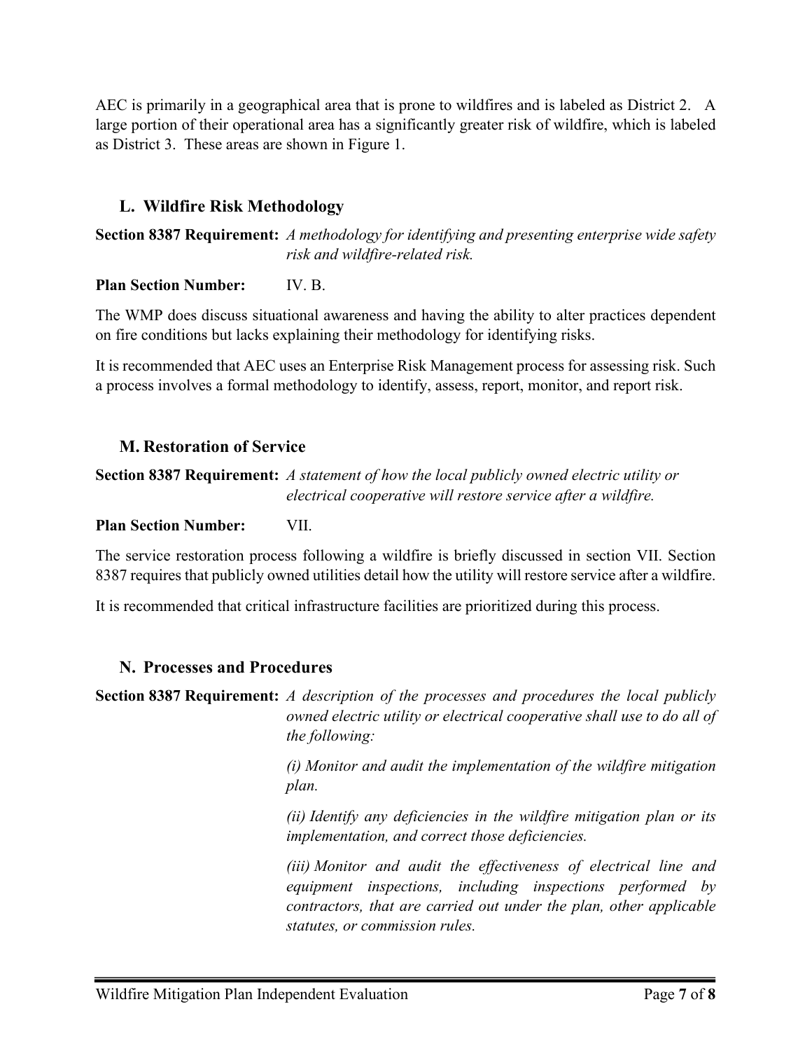AEC is primarily in a geographical area that is prone to wildfires and is labeled as District 2. A large portion of their operational area has a significantly greater risk of wildfire, which is labeled as District 3. These areas are shown in Figure 1.

## L. Wildfire Risk Methodology

**Section 8387 Requirement:** *A methodology for identifying and presenting enterprise wide safety risk and wildfire-related risk.*

**Plan Section Number:** IV. B.

The WMP does discuss situational awareness and having the ability to alter practices dependent on fire conditions but lacks explaining their methodology for identifying risks.

It is recommended that AEC uses an Enterprise Risk Management process for assessing risk. Such a process involves a formal methodology to identify, assess, report, monitor, and report risk.

## M. Restoration of Service

**Section 8387 Requirement:** *A statement of how the local publicly owned electric utility or electrical cooperative will restore service after a wildfire.*

**Plan Section Number:** VII.

The service restoration process following a wildfire is briefly discussed in section VII. Section 8387 requires that publicly owned utilities detail how the utility will restore service after a wildfire.

It is recommended that critical infrastructure facilities are prioritized during this process.

## N. Processes and Procedures

**Section 8387 Requirement:** *A description of the processes and procedures the local publicly owned electric utility or electrical cooperative shall use to do all of the following:*

*(i) Monitor and audit the implementation of the wildfire mitigation plan.*

*(ii) Identify any deficiencies in the wildfire mitigation plan or its implementation, and correct those deficiencies.*

*(iii) Monitor and audit the effectiveness of electrical line and equipment inspections, including inspections performed by contractors, that are carried out under the plan, other applicable statutes, or commission rules.*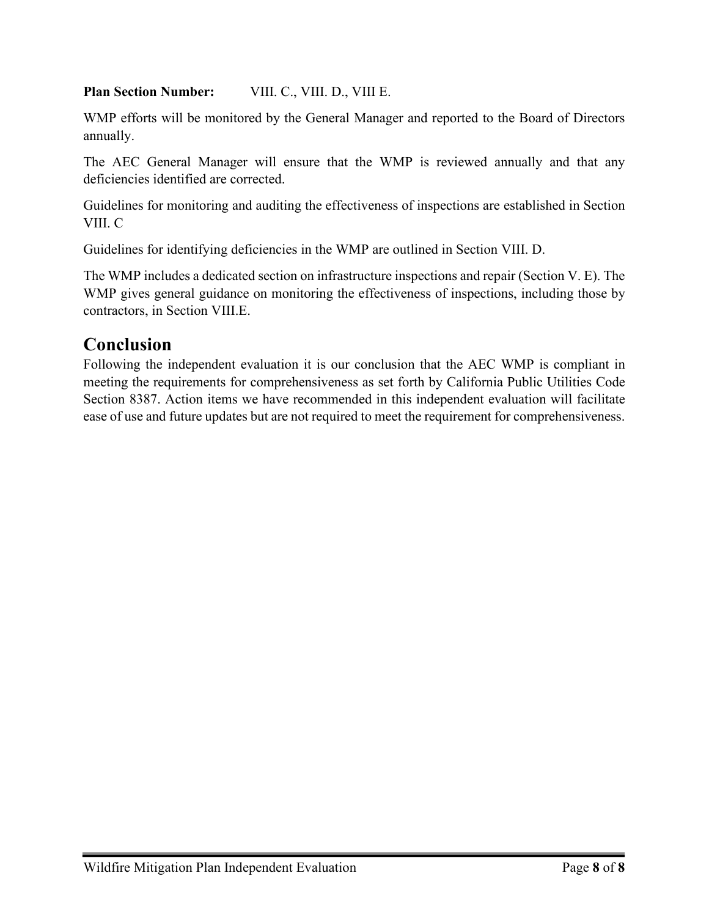**Plan Section Number:** VIII. C., VIII. D., VIII E.

WMP efforts will be monitored by the General Manager and reported to the Board of Directors annually.

The AEC General Manager will ensure that the WMP is reviewed annually and that any deficiencies identified are corrected.

Guidelines for monitoring and auditing the effectiveness of inspections are established in Section VIII. C

Guidelines for identifying deficiencies in the WMP are outlined in Section VIII. D.

The WMP includes a dedicated section on infrastructure inspections and repair (Section V. E). The WMP gives general guidance on monitoring the effectiveness of inspections, including those by contractors, in Section VIII.E.

## Conclusion

Following the independent evaluation it is our conclusion that the AEC WMP is compliant in meeting the requirements for comprehensiveness as set forth by California Public Utilities Code Section 8387. Action items we have recommended in this independent evaluation will facilitate ease of use and future updates but are not required to meet the requirement for comprehensiveness.